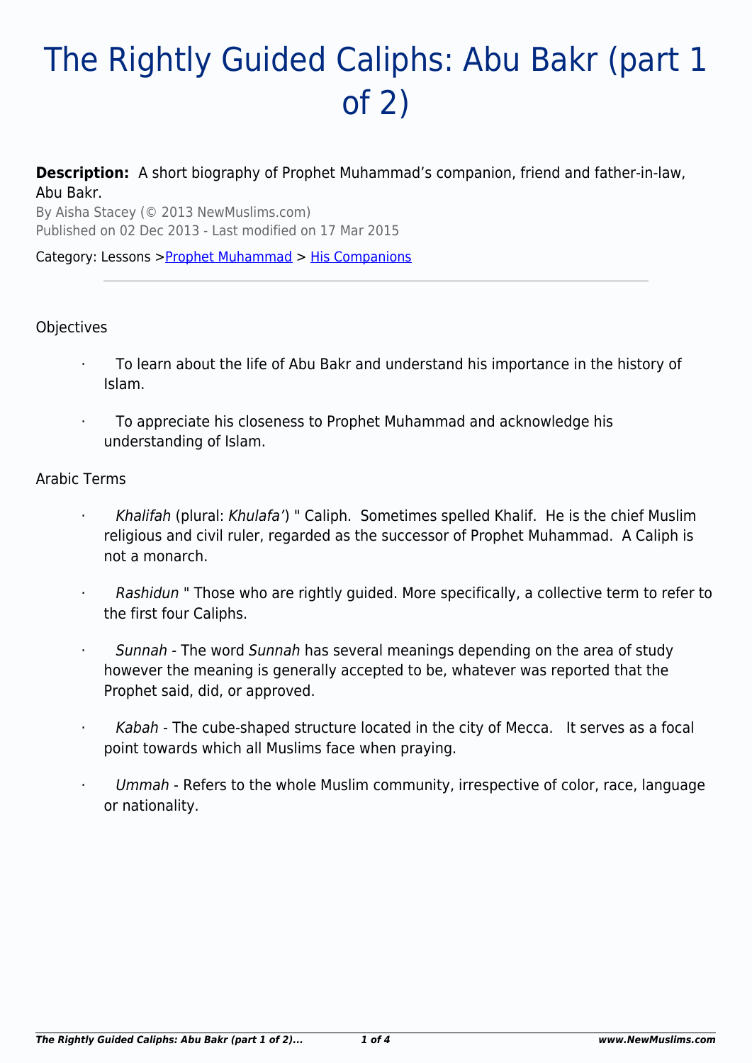# The Rightly Guided Caliphs: Abu Bakr (part 1 of 2)

**Description:** A short biography of Prophet Muhammad's companion, friend and father-in-law, Abu Bakr.

By Aisha Stacey (© 2013 NewMuslims.com)
Published on 02 Dec 2013 - Last modified on 17 Mar 2015

Category: Lessons > Prophet Muhammad > His Companions

---

Objectives

- To learn about the life of Abu Bakr and understand his importance in the history of Islam.
- To appreciate his closeness to Prophet Muhammad and acknowledge his understanding of Islam.

Arabic Terms

- *Khalifah* (plural: *Khulafa'*) " Caliph. Sometimes spelled Khalif. He is the chief Muslim religious and civil ruler, regarded as the successor of Prophet Muhammad. A Caliph is not a monarch.
- *Rashidun* " Those who are rightly guided. More specifically, a collective term to refer to the first four Caliphs.
- *Sunnah* - The word *Sunnah* has several meanings depending on the area of study however the meaning is generally accepted to be, whatever was reported that the Prophet said, did, or approved.
- *Kabah* - The cube-shaped structure located in the city of Mecca. It serves as a focal point towards which all Muslims face when praying.
- *Ummah* - Refers to the whole Muslim community, irrespective of color, race, language or nationality.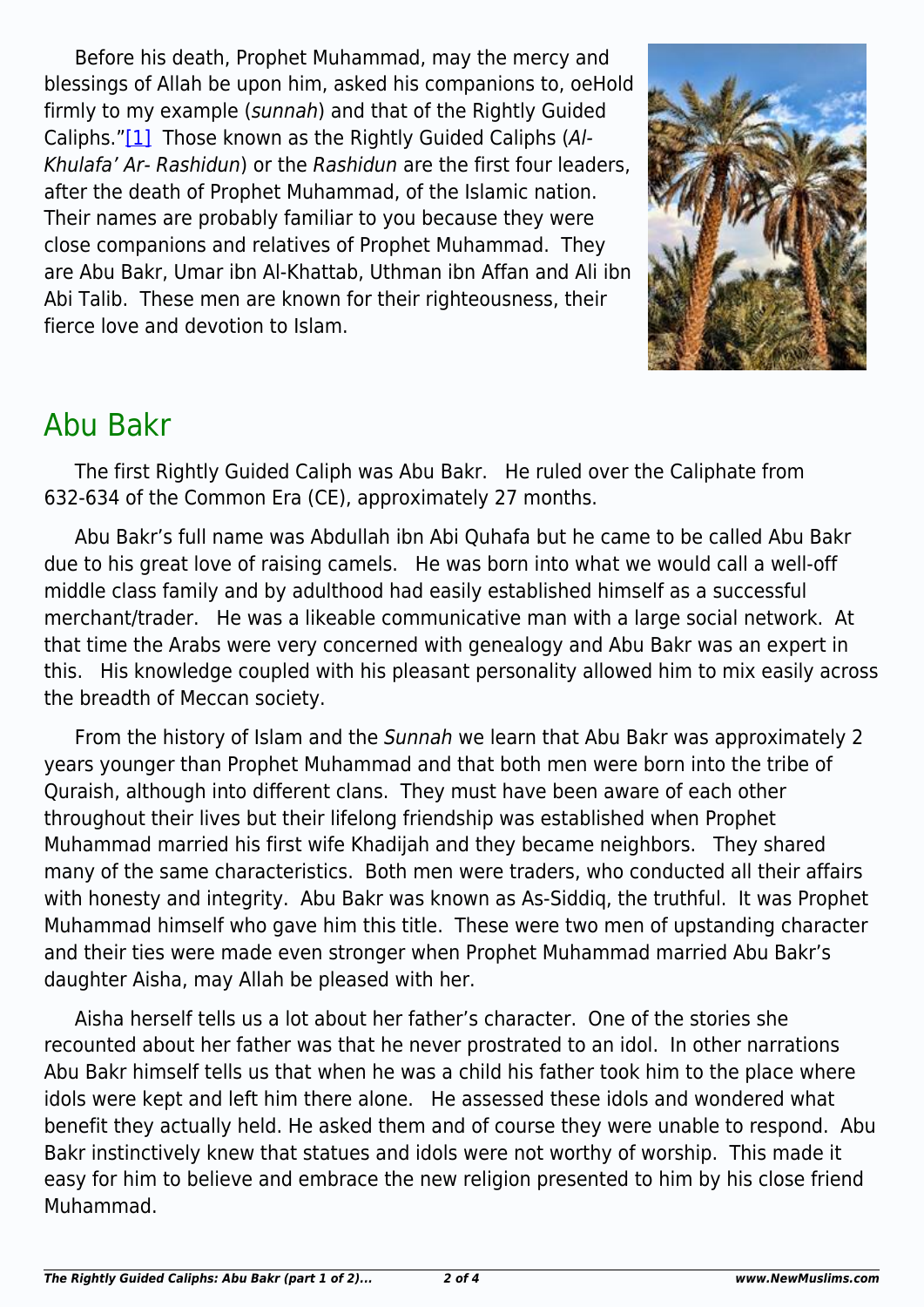Before his death, Prophet Muhammad, may the mercy and blessings of Allah be upon him, asked his companions to, oeHold firmly to my example (*sunnah*) and that of the Rightly Guided Caliphs."[1] Those known as the Rightly Guided Caliphs (*Al-Khulafa' Ar- Rashidun*) or the *Rashidun* are the first four leaders, after the death of Prophet Muhammad, of the Islamic nation. Their names are probably familiar to you because they were close companions and relatives of Prophet Muhammad. They are Abu Bakr, Umar ibn Al-Khattab, Uthman ibn Affan and Ali ibn Abi Talib. These men are known for their righteousness, their fierce love and devotion to Islam.

## Abu Bakr

The first Rightly Guided Caliph was Abu Bakr. He ruled over the Caliphate from 632-634 of the Common Era (CE), approximately 27 months.

Abu Bakr's full name was Abdullah ibn Abi Quhafa but he came to be called Abu Bakr due to his great love of raising camels. He was born into what we would call a well-off middle class family and by adulthood had easily established himself as a successful merchant/trader. He was a likeable communicative man with a large social network. At that time the Arabs were very concerned with genealogy and Abu Bakr was an expert in this. His knowledge coupled with his pleasant personality allowed him to mix easily across the breadth of Meccan society.

From the history of Islam and the *Sunnah* we learn that Abu Bakr was approximately 2 years younger than Prophet Muhammad and that both men were born into the tribe of Quraish, although into different clans. They must have been aware of each other throughout their lives but their lifelong friendship was established when Prophet Muhammad married his first wife Khadijah and they became neighbors. They shared many of the same characteristics. Both men were traders, who conducted all their affairs with honesty and integrity. Abu Bakr was known as As-Siddiq, the truthful. It was Prophet Muhammad himself who gave him this title. These were two men of upstanding character and their ties were made even stronger when Prophet Muhammad married Abu Bakr's daughter Aisha, may Allah be pleased with her.

Aisha herself tells us a lot about her father's character. One of the stories she recounted about her father was that he never prostrated to an idol. In other narrations Abu Bakr himself tells us that when he was a child his father took him to the place where idols were kept and left him there alone. He assessed these idols and wondered what benefit they actually held. He asked them and of course they were unable to respond. Abu Bakr instinctively knew that statues and idols were not worthy of worship. This made it easy for him to believe and embrace the new religion presented to him by his close friend Muhammad.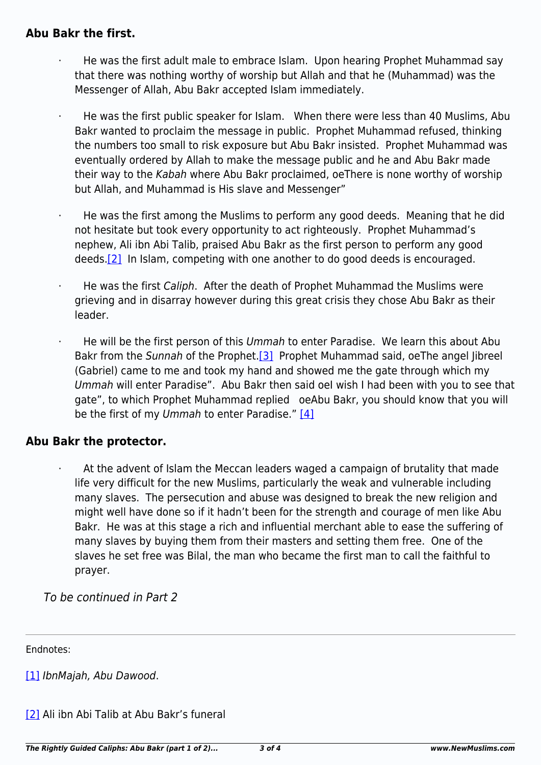## Abu Bakr the first.

- He was the first adult male to embrace Islam. Upon hearing Prophet Muhammad say that there was nothing worthy of worship but Allah and that he (Muhammad) was the Messenger of Allah, Abu Bakr accepted Islam immediately.

- He was the first public speaker for Islam. When there were less than 40 Muslims, Abu Bakr wanted to proclaim the message in public. Prophet Muhammad refused, thinking the numbers too small to risk exposure but Abu Bakr insisted. Prophet Muhammad was eventually ordered by Allah to make the message public and he and Abu Bakr made their way to the *Kabah* where Abu Bakr proclaimed, oeThere is none worthy of worship but Allah, and Muhammad is His slave and Messenger"

- He was the first among the Muslims to perform any good deeds. Meaning that he did not hesitate but took every opportunity to act righteously. Prophet Muhammad's nephew, Ali ibn Abi Talib, praised Abu Bakr as the first person to perform any good deeds.[2] In Islam, competing with one another to do good deeds is encouraged.

- He was the first *Caliph*. After the death of Prophet Muhammad the Muslims were grieving and in disarray however during this great crisis they chose Abu Bakr as their leader.

- He will be the first person of this *Ummah* to enter Paradise. We learn this about Abu Bakr from the *Sunnah* of the Prophet.[3] Prophet Muhammad said, oeThe angel Jibreel (Gabriel) came to me and took my hand and showed me the gate through which my *Ummah* will enter Paradise". Abu Bakr then said oeI wish I had been with you to see that gate", to which Prophet Muhammad replied oeAbu Bakr, you should know that you will be the first of my *Ummah* to enter Paradise." [4]

## Abu Bakr the protector.

- At the advent of Islam the Meccan leaders waged a campaign of brutality that made life very difficult for the new Muslims, particularly the weak and vulnerable including many slaves. The persecution and abuse was designed to break the new religion and might well have done so if it hadn't been for the strength and courage of men like Abu Bakr. He was at this stage a rich and influential merchant able to ease the suffering of many slaves by buying them from their masters and setting them free. One of the slaves he set free was Bilal, the man who became the first man to call the faithful to prayer.

*To be continued in Part 2*

---

Endnotes:

[1] *IbnMajah, Abu Dawood*.

[2] Ali ibn Abi Talib at Abu Bakr's funeral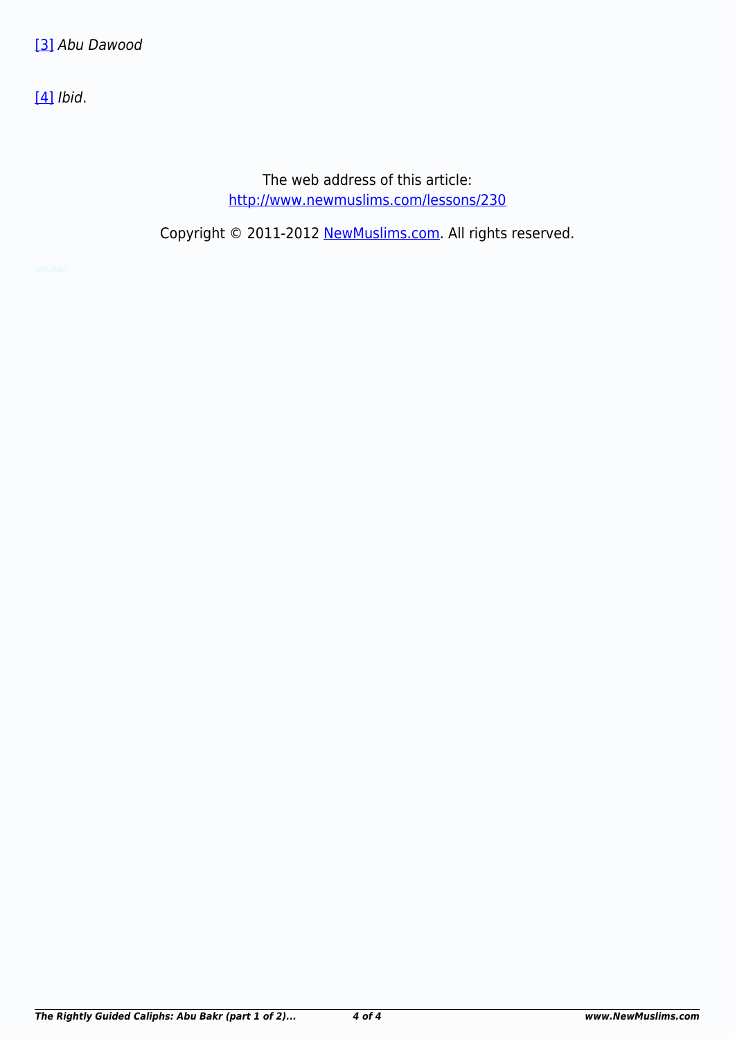[3] *Abu Dawood*

[4] *Ibid*.

The web address of this article:
http://www.newmuslims.com/lessons/230

Copyright © 2011-2012 NewMuslims.com. All rights reserved.

ajsultan